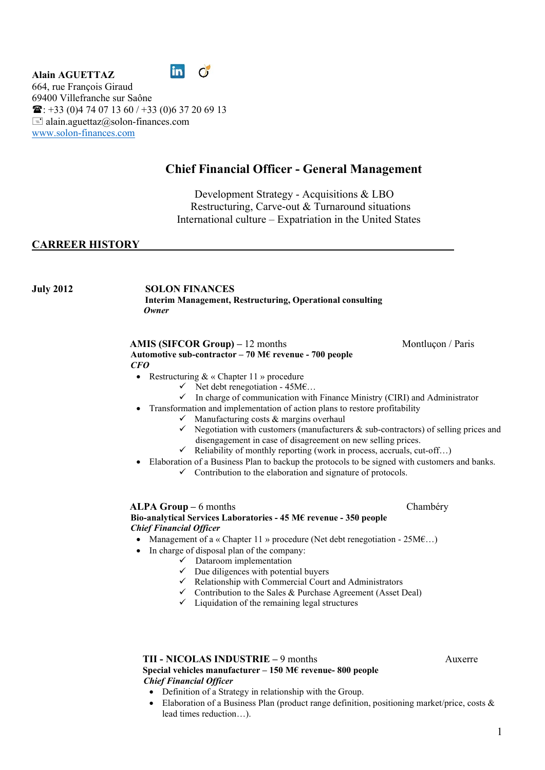**Alain AGUETTAZ**
664, rue François Giraud
69400 Villefranche sur Saône
☎: +33 (0)4 74 07 13 60 / +33 (0)6 37 20 69 13
alain.aguettaz@solon-finances.com
www.solon-finances.com

# Chief Financial Officer - General Management

Development Strategy - Acquisitions & LBO
Restructuring, Carve-out & Turnaround situations
International culture – Expatriation in the United States

## CARREER HISTORY

**July 2012** — **SOLON FINANCES**
**Interim Management, Restructuring, Operational consulting**
***Owner***

**AMIS (SIFCOR Group)** – 12 months — Montluçon / Paris
**Automotive sub-contractor – 70 M€ revenue - 700 people**
***CFO***

- Restructuring & « Chapter 11 » procedure
  - ✓ Net debt renegotiation - 45M€…
  - ✓ In charge of communication with Finance Ministry (CIRI) and Administrator
- Transformation and implementation of action plans to restore profitability
  - ✓ Manufacturing costs & margins overhaul
  - ✓ Negotiation with customers (manufacturers & sub-contractors) of selling prices and disengagement in case of disagreement on new selling prices.
  - ✓ Reliability of monthly reporting (work in process, accruals, cut-off…)
- Elaboration of a Business Plan to backup the protocols to be signed with customers and banks.
  - ✓ Contribution to the elaboration and signature of protocols.

**ALPA Group** – 6 months — Chambéry
**Bio-analytical Services Laboratories - 45 M€ revenue - 350 people**
***Chief Financial Officer***

- Management of a « Chapter 11 » procedure (Net debt renegotiation - 25M€…)
- In charge of disposal plan of the company:
  - ✓ Dataroom implementation
  - ✓ Due diligences with potential buyers
  - ✓ Relationship with Commercial Court and Administrators
  - ✓ Contribution to the Sales & Purchase Agreement (Asset Deal)
  - ✓ Liquidation of the remaining legal structures

**TII - NICOLAS INDUSTRIE** – 9 months — Auxerre
**Special vehicles manufacturer – 150 M€ revenue- 800 people**
***Chief Financial Officer***

- Definition of a Strategy in relationship with the Group.
- Elaboration of a Business Plan (product range definition, positioning market/price, costs & lead times reduction…).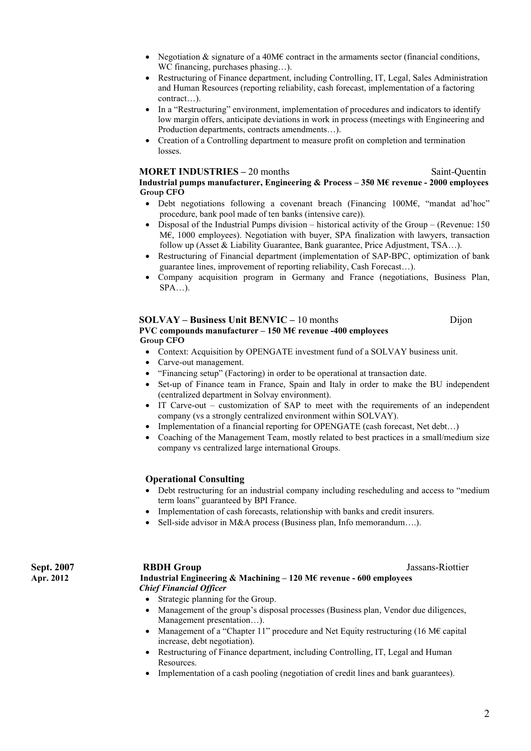- Negotiation & signature of a 40M€ contract in the armaments sector (financial conditions, WC financing, purchases phasing…).
- Restructuring of Finance department, including Controlling, IT, Legal, Sales Administration and Human Resources (reporting reliability, cash forecast, implementation of a factoring contract…).
- In a "Restructuring" environment, implementation of procedures and indicators to identify low margin offers, anticipate deviations in work in process (meetings with Engineering and Production departments, contracts amendments…).
- Creation of a Controlling department to measure profit on completion and termination losses.

**MORET INDUSTRIES –** 20 months — Saint-Quentin
**Industrial pumps manufacturer, Engineering & Process – 350 M€ revenue - 2000 employees**
**Group CFO**

- Debt negotiations following a covenant breach (Financing 100M€, "mandat ad'hoc" procedure, bank pool made of ten banks (intensive care)).
- Disposal of the Industrial Pumps division – historical activity of the Group – (Revenue: 150 M€, 1000 employees). Negotiation with buyer, SPA finalization with lawyers, transaction follow up (Asset & Liability Guarantee, Bank guarantee, Price Adjustment, TSA…).
- Restructuring of Financial department (implementation of SAP-BPC, optimization of bank guarantee lines, improvement of reporting reliability, Cash Forecast…).
- Company acquisition program in Germany and France (negotiations, Business Plan, SPA…).

**SOLVAY – Business Unit BENVIC –** 10 months — Dijon
**PVC compounds manufacturer – 150 M€ revenue -400 employees**
**Group CFO**

- Context: Acquisition by OPENGATE investment fund of a SOLVAY business unit.
- Carve-out management.
- "Financing setup" (Factoring) in order to be operational at transaction date.
- Set-up of Finance team in France, Spain and Italy in order to make the BU independent (centralized department in Solvay environment).
- IT Carve-out – customization of SAP to meet with the requirements of an independent company (vs a strongly centralized environment within SOLVAY).
- Implementation of a financial reporting for OPENGATE (cash forecast, Net debt…)
- Coaching of the Management Team, mostly related to best practices in a small/medium size company vs centralized large international Groups.

**Operational Consulting**

- Debt restructuring for an industrial company including rescheduling and access to "medium term loans" guaranteed by BPI France.
- Implementation of cash forecasts, relationship with banks and credit insurers.
- Sell-side advisor in M&A process (Business plan, Info memorandum….).

**Sept. 2007 – Apr. 2012**

**RBDH Group** — Jassans-Riottier
**Industrial Engineering & Machining – 120 M€ revenue - 600 employees**
***Chief Financial Officer***

- Strategic planning for the Group.
- Management of the group's disposal processes (Business plan, Vendor due diligences, Management presentation…).
- Management of a "Chapter 11" procedure and Net Equity restructuring (16 M€ capital increase, debt negotiation).
- Restructuring of Finance department, including Controlling, IT, Legal and Human Resources.
- Implementation of a cash pooling (negotiation of credit lines and bank guarantees).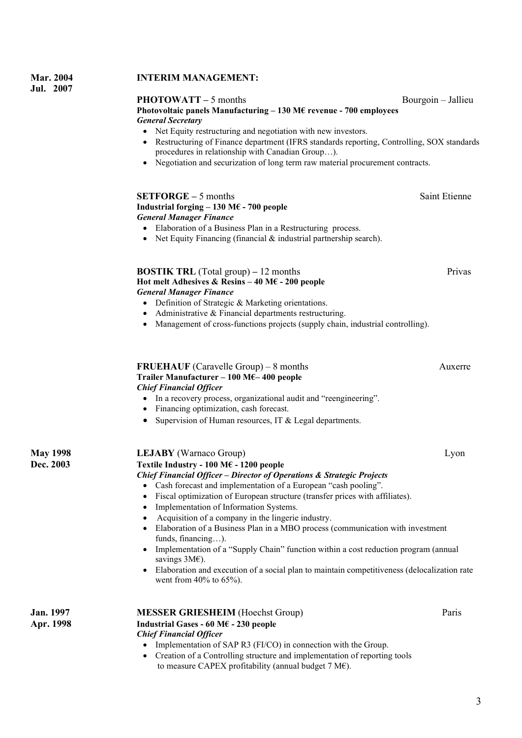**Mar. 2004 – Jul. 2007**

**INTERIM MANAGEMENT:**

**PHOTOWATT** – 5 months — Bourgoin – Jallieu
**Photovoltaic panels Manufacturing – 130 M€ revenue - 700 employees**
***General Secretary***

- Net Equity restructuring and negotiation with new investors.
- Restructuring of Finance department (IFRS standards reporting, Controlling, SOX standards procedures in relationship with Canadian Group…).
- Negotiation and securization of long term raw material procurement contracts.

**SETFORGE** – 5 months — Saint Etienne
**Industrial forging – 130 M€ - 700 people**
***General Manager Finance***

- Elaboration of a Business Plan in a Restructuring process.
- Net Equity Financing (financial & industrial partnership search).

**BOSTIK TRL** (Total group) – 12 months — Privas
**Hot melt Adhesives & Resins – 40 M€ - 200 people**
***General Manager Finance***

- Definition of Strategic & Marketing orientations.
- Administrative & Financial departments restructuring.
- Management of cross-functions projects (supply chain, industrial controlling).

**FRUEHAUF** (Caravelle Group) – 8 months — Auxerre
**Trailer Manufacturer – 100 M€– 400 people**
***Chief Financial Officer***

- In a recovery process, organizational audit and "reengineering".
- Financing optimization, cash forecast.
- Supervision of Human resources, IT & Legal departments.

**May 1998 – Dec. 2003**

**LEJABY** (Warnaco Group) — Lyon
**Textile Industry - 100 M€ - 1200 people**
***Chief Financial Officer – Director of Operations & Strategic Projects***

- Cash forecast and implementation of a European "cash pooling".
- Fiscal optimization of European structure (transfer prices with affiliates).
- Implementation of Information Systems.
- Acquisition of a company in the lingerie industry.
- Elaboration of a Business Plan in a MBO process (communication with investment funds, financing…).
- Implementation of a "Supply Chain" function within a cost reduction program (annual savings 3M€).
- Elaboration and execution of a social plan to maintain competitiveness (delocalization rate went from 40% to 65%).

**Jan. 1997 – Apr. 1998**

**MESSER GRIESHEIM** (Hoechst Group) — Paris
**Industrial Gases - 60 M€ - 230 people**
***Chief Financial Officer***

- Implementation of SAP R3 (FI/CO) in connection with the Group.
- Creation of a Controlling structure and implementation of reporting tools to measure CAPEX profitability (annual budget 7 M€).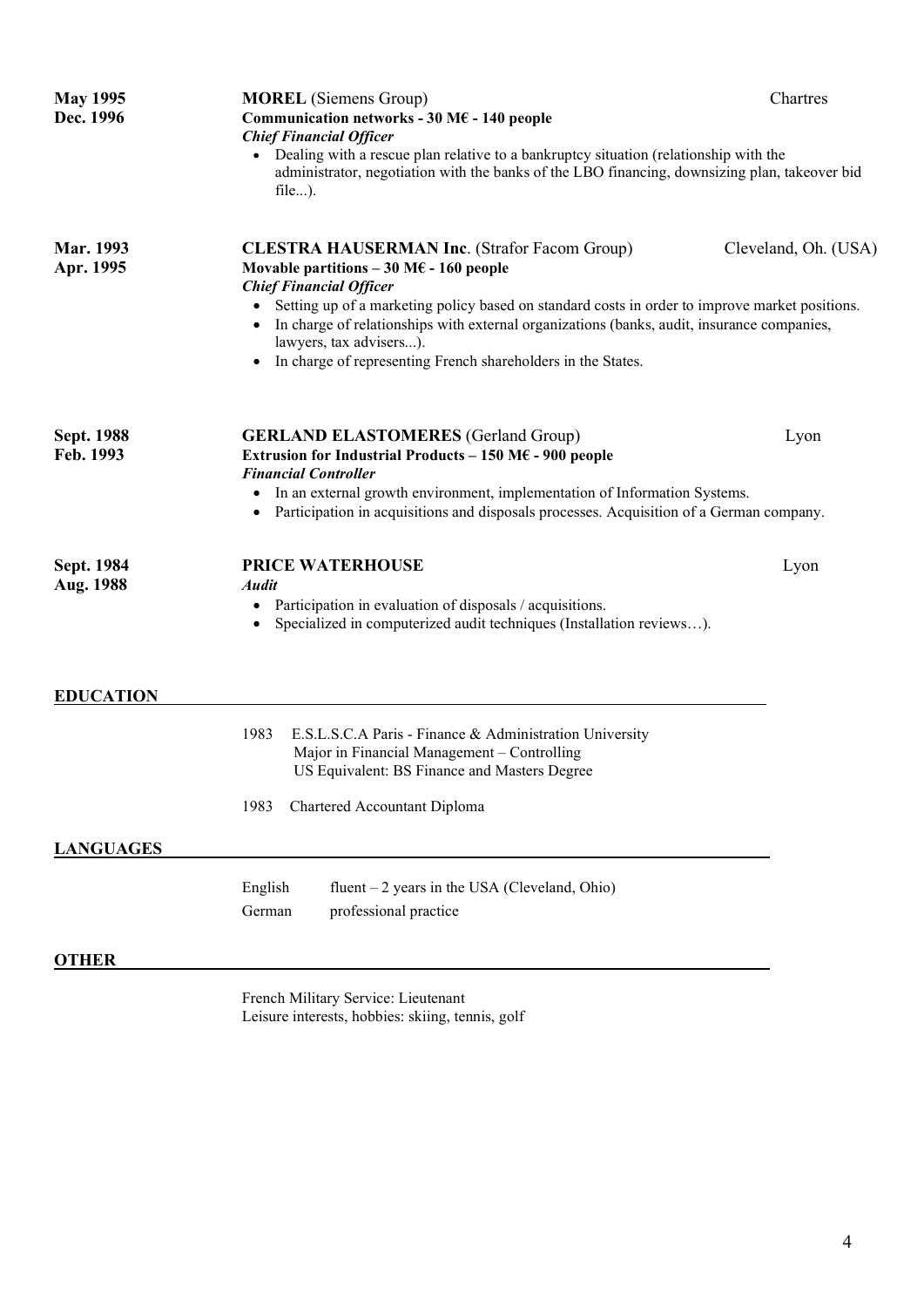**May 1995 – Dec. 1996**

**MOREL** (Siemens Group) — Chartres

**Communication networks - 30 M€ - 140 people**

***Chief Financial Officer***

- Dealing with a rescue plan relative to a bankruptcy situation (relationship with the administrator, negotiation with the banks of the LBO financing, downsizing plan, takeover bid file...).

**Mar. 1993 – Apr. 1995**

**CLESTRA HAUSERMAN Inc**. (Strafor Facom Group) — Cleveland, Oh. (USA)

**Movable partitions – 30 M€ - 160 people**

***Chief Financial Officer***

- Setting up of a marketing policy based on standard costs in order to improve market positions.
- In charge of relationships with external organizations (banks, audit, insurance companies, lawyers, tax advisers...).
- In charge of representing French shareholders in the States.

**Sept. 1988 – Feb. 1993**

**GERLAND ELASTOMERES** (Gerland Group) — Lyon

**Extrusion for Industrial Products – 150 M€ - 900 people**

***Financial Controller***

- In an external growth environment, implementation of Information Systems.
- Participation in acquisitions and disposals processes. Acquisition of a German company.

**Sept. 1984 – Aug. 1988**

**PRICE WATERHOUSE** — Lyon

***Audit***

- Participation in evaluation of disposals / acquisitions.
- Specialized in computerized audit techniques (Installation reviews…).

## EDUCATION

1983 E.S.L.S.C.A Paris - Finance & Administration University
Major in Financial Management – Controlling
US Equivalent: BS Finance and Masters Degree

1983 Chartered Accountant Diploma

## LANGUAGES

| | |
|---|---|
| English | fluent – 2 years in the USA (Cleveland, Ohio) |
| German | professional practice |

## OTHER

French Military Service: Lieutenant
Leisure interests, hobbies: skiing, tennis, golf